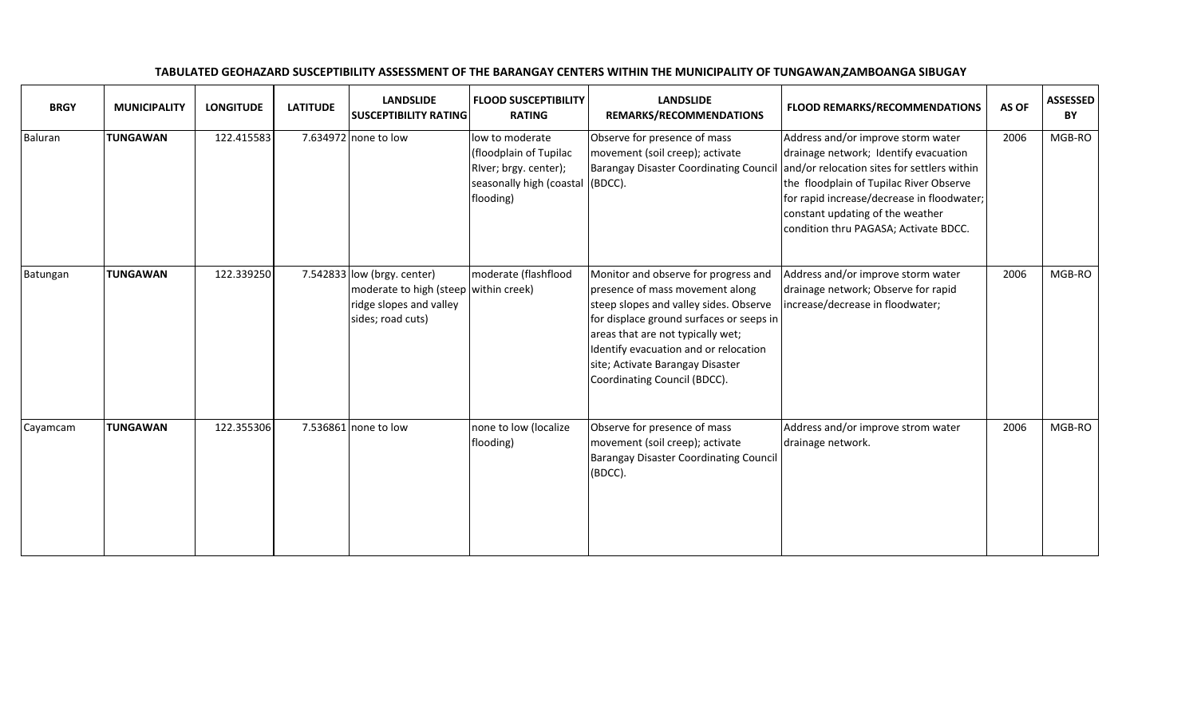**TABULATED GEOHAZARD SUSCEPTIBILITY ASSESSMENT OF THE BARANGAY CENTERS WITHIN THE MUNICIPALITY OF TUNGAWAN,ZAMBOANGA SIBUGAY**

| BRGY | MUNICIPALITY | LONGITUDE | LATITUDE | LANDSLIDE SUSCEPTIBILITY RATING | FLOOD SUSCEPTIBILITY RATING | LANDSLIDE REMARKS/RECOMMENDATIONS | FLOOD REMARKS/RECOMMENDATIONS | AS OF | ASSESSED BY |
|---|---|---|---|---|---|---|---|---|---|
| Baluran | **TUNGAWAN** | 122.415583 | 7.634972 | none to low | low to moderate (floodplain of Tupilac RIver; brgy. center); seasonally high (coastal flooding) | Observe for presence of mass movement (soil creep); activate Barangay Disaster Coordinating Council (BDCC). | Address and/or improve storm water drainage network; Identify evacuation and/or relocation sites for settlers within the floodplain of Tupilac River Observe for rapid increase/decrease in floodwater; constant updating of the weather condition thru PAGASA; Activate BDCC. | 2006 | MGB-RO |
| Batungan | **TUNGAWAN** | 122.339250 | 7.542833 | low (brgy. center) moderate to high (steep ridge slopes and valley sides; road cuts) | moderate (flashflood within creek) | Monitor and observe for progress and presence of mass movement along steep slopes and valley sides. Observe for displace ground surfaces or seeps in areas that are not typically wet; Identify evacuation and or relocation site; Activate Barangay Disaster Coordinating Council (BDCC). | Address and/or improve storm water drainage network; Observe for rapid increase/decrease in floodwater; | 2006 | MGB-RO |
| Cayamcam | **TUNGAWAN** | 122.355306 | 7.536861 | none to low | none to low (localize flooding) | Observe for presence of mass movement (soil creep); activate Barangay Disaster Coordinating Council (BDCC). | Address and/or improve strom water drainage network. | 2006 | MGB-RO |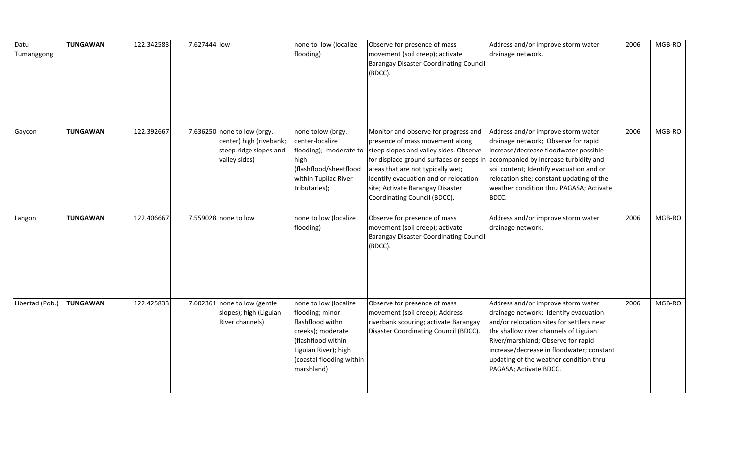| Datu Tumanggong | **TUNGAWAN** | 122.342583 | 7.627444 | low | none to low (localize flooding) | Observe for presence of mass movement (soil creep); activate Barangay Disaster Coordinating Council (BDCC). | Address and/or improve storm water drainage network. | 2006 | MGB-RO |
|---|---|---|---|---|---|---|---|---|---|
| Gaycon | **TUNGAWAN** | 122.392667 | 7.636250 | none to low (brgy. center) high (rivebank; steep ridge slopes and valley sides) | none tolow (brgy. center-localize flooding); moderate to high (flashflood/sheetflood within Tupilac River tributaries); | Monitor and observe for progress and presence of mass movement along steep slopes and valley sides. Observe for displace ground surfaces or seeps in areas that are not typically wet; Identify evacuation and or relocation site; Activate Barangay Disaster Coordinating Council (BDCC). | Address and/or improve storm water drainage network; Observe for rapid increase/decrease floodwater possible accompanied by increase turbidity and soil content; Identify evacuation and or relocation site; constant updating of the weather condition thru PAGASA; Activate BDCC. | 2006 | MGB-RO |
| Langon | **TUNGAWAN** | 122.406667 | 7.559028 | none to low | none to low (localize flooding) | Observe for presence of mass movement (soil creep); activate Barangay Disaster Coordinating Council (BDCC). | Address and/or improve storm water drainage network. | 2006 | MGB-RO |
| Libertad (Pob.) | **TUNGAWAN** | 122.425833 | 7.602361 | none to low (gentle slopes); high (Liguian River channels) | none to low (localize flooding; minor flashflood withn creeks); moderate (flashflood within Liguian River); high (coastal flooding within marshland) | Observe for presence of mass movement (soil creep); Address riverbank scouring; activate Barangay Disaster Coordinating Council (BDCC). | Address and/or improve storm water drainage network; Identify evacuation and/or relocation sites for settlers near the shallow river channels of Liguian River/marshland; Observe for rapid increase/decrease in floodwater; constant updating of the weather condition thru PAGASA; Activate BDCC. | 2006 | MGB-RO |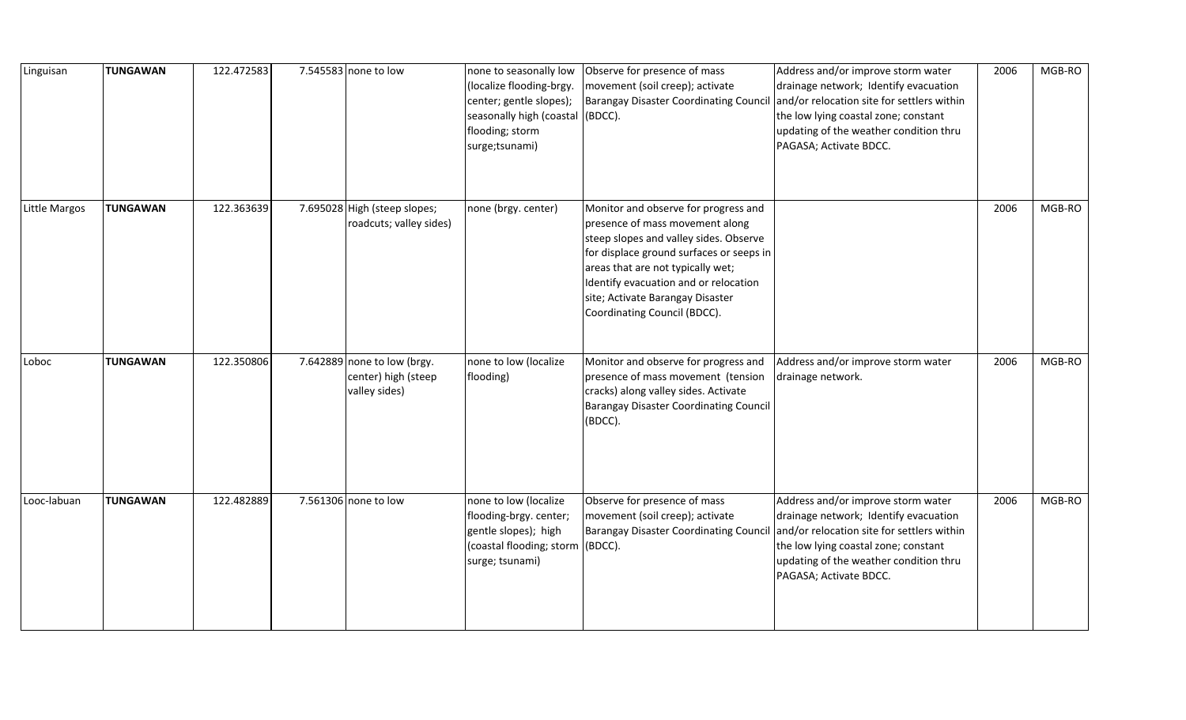| Linguisan | **TUNGAWAN** | 122.472583 | 7.545583 | none to low | none to seasonally low (localize flooding-brgy. center; gentle slopes); seasonally high (coastal flooding; storm surge;tsunami) | Observe for presence of mass movement (soil creep); activate Barangay Disaster Coordinating Council (BDCC). | Address and/or improve storm water drainage network; Identify evacuation and/or relocation site for settlers within the low lying coastal zone; constant updating of the weather condition thru PAGASA; Activate BDCC. | 2006 | MGB-RO |
|---|---|---|---|---|---|---|---|---|---|
| Little Margos | **TUNGAWAN** | 122.363639 | 7.695028 | High (steep slopes; roadcuts; valley sides) | none (brgy. center) | Monitor and observe for progress and presence of mass movement along steep slopes and valley sides. Observe for displace ground surfaces or seeps in areas that are not typically wet; Identify evacuation and or relocation site; Activate Barangay Disaster Coordinating Council (BDCC). | | 2006 | MGB-RO |
| Loboc | **TUNGAWAN** | 122.350806 | 7.642889 | none to low (brgy. center) high (steep valley sides) | none to low (localize flooding) | Monitor and observe for progress and presence of mass movement (tension cracks) along valley sides. Activate Barangay Disaster Coordinating Council (BDCC). | Address and/or improve storm water drainage network. | 2006 | MGB-RO |
| Looc-labuan | **TUNGAWAN** | 122.482889 | 7.561306 | none to low | none to low (localize flooding-brgy. center; gentle slopes); high (coastal flooding; storm surge; tsunami) | Observe for presence of mass movement (soil creep); activate Barangay Disaster Coordinating Council (BDCC). | Address and/or improve storm water drainage network; Identify evacuation and/or relocation site for settlers within the low lying coastal zone; constant updating of the weather condition thru PAGASA; Activate BDCC. | 2006 | MGB-RO |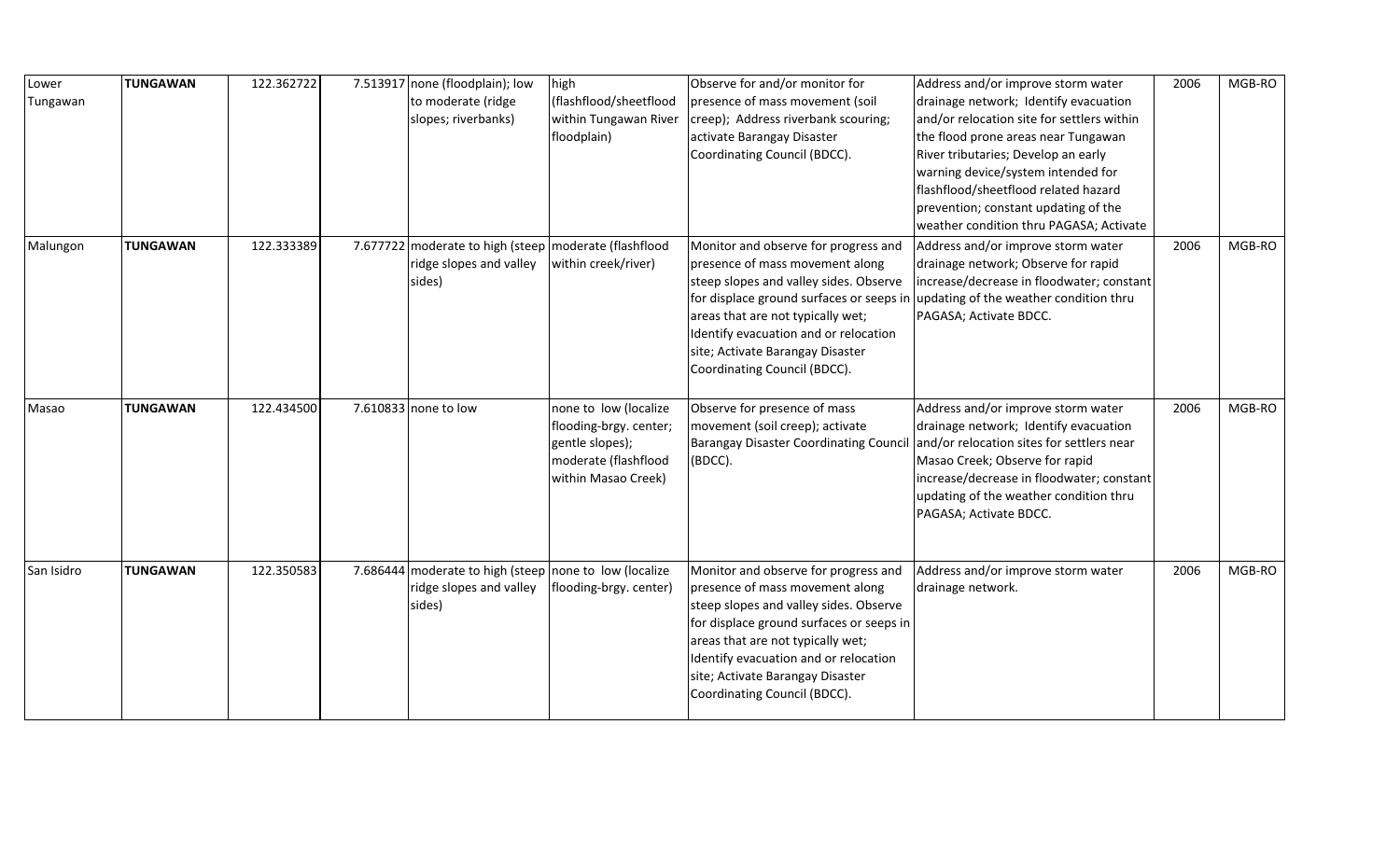| | | | | | | | | | |
|---|---|---|---|---|---|---|---|---|---|
| Lower Tungawan | **TUNGAWAN** | 122.362722 | 7.513917 | none (floodplain); low to moderate (ridge slopes; riverbanks) | high (flashflood/sheetflood within Tungawan River floodplain) | Observe for and/or monitor for presence of mass movement (soil creep); Address riverbank scouring; activate Barangay Disaster Coordinating Council (BDCC). | Address and/or improve storm water drainage network; Identify evacuation and/or relocation site for settlers within the flood prone areas near Tungawan River tributaries; Develop an early warning device/system intended for flashflood/sheetflood related hazard prevention; constant updating of the weather condition thru PAGASA; Activate | 2006 | MGB-RO |
| Malungon | **TUNGAWAN** | 122.333389 | 7.677722 | moderate to high (steep ridge slopes and valley sides) | moderate (flashflood within creek/river) | Monitor and observe for progress and presence of mass movement along steep slopes and valley sides. Observe for displace ground surfaces or seeps in areas that are not typically wet; Identify evacuation and or relocation site; Activate Barangay Disaster Coordinating Council (BDCC). | Address and/or improve storm water drainage network; Observe for rapid increase/decrease in floodwater; constant updating of the weather condition thru PAGASA; Activate BDCC. | 2006 | MGB-RO |
| Masao | **TUNGAWAN** | 122.434500 | 7.610833 | none to low | none to low (localize flooding-brgy. center; gentle slopes); moderate (flashflood within Masao Creek) | Observe for presence of mass movement (soil creep); activate Barangay Disaster Coordinating Council (BDCC). | Address and/or improve storm water drainage network; Identify evacuation and/or relocation sites for settlers near Masao Creek; Observe for rapid increase/decrease in floodwater; constant updating of the weather condition thru PAGASA; Activate BDCC. | 2006 | MGB-RO |
| San Isidro | **TUNGAWAN** | 122.350583 | 7.686444 | moderate to high (steep ridge slopes and valley sides) | none to low (localize flooding-brgy. center) | Monitor and observe for progress and presence of mass movement along steep slopes and valley sides. Observe for displace ground surfaces or seeps in areas that are not typically wet; Identify evacuation and or relocation site; Activate Barangay Disaster Coordinating Council (BDCC). | Address and/or improve storm water drainage network. | 2006 | MGB-RO |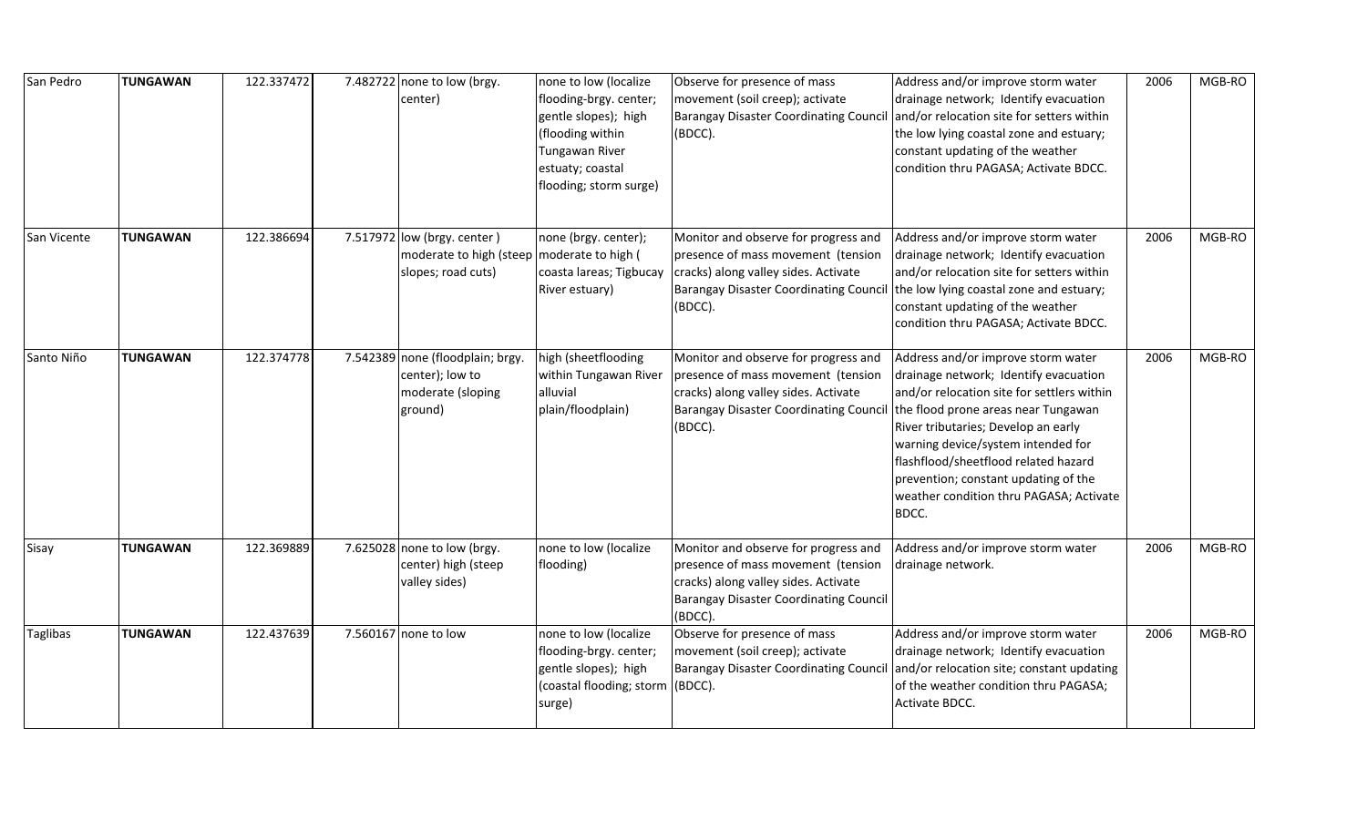| San Pedro | **TUNGAWAN** | 122.337472 | 7.482722 | none to low (brgy. center) | none to low (localize flooding-brgy. center; gentle slopes); high (flooding within Tungawan River estuaty; coastal flooding; storm surge) | Observe for presence of mass movement (soil creep); activate Barangay Disaster Coordinating Council (BDCC). | Address and/or improve storm water drainage network; Identify evacuation and/or relocation site for setters within the low lying coastal zone and estuary; constant updating of the weather condition thru PAGASA; Activate BDCC. | 2006 | MGB-RO |
|---|---|---|---|---|---|---|---|---|---|
| San Vicente | **TUNGAWAN** | 122.386694 | 7.517972 | low (brgy. center ) moderate to high (steep slopes; road cuts) | none (brgy. center); moderate to high ( coasta lareas; Tigbucay River estuary) | Monitor and observe for progress and presence of mass movement (tension cracks) along valley sides. Activate Barangay Disaster Coordinating Council (BDCC). | Address and/or improve storm water drainage network; Identify evacuation and/or relocation site for setters within the low lying coastal zone and estuary; constant updating of the weather condition thru PAGASA; Activate BDCC. | 2006 | MGB-RO |
| Santo Niño | **TUNGAWAN** | 122.374778 | 7.542389 | none (floodplain; brgy. center); low to moderate (sloping ground) | high (sheetflooding within Tungawan River alluvial plain/floodplain) | Monitor and observe for progress and presence of mass movement (tension cracks) along valley sides. Activate Barangay Disaster Coordinating Council (BDCC). | Address and/or improve storm water drainage network; Identify evacuation and/or relocation site for settlers within the flood prone areas near Tungawan River tributaries; Develop an early warning device/system intended for flashflood/sheetflood related hazard prevention; constant updating of the weather condition thru PAGASA; Activate BDCC. | 2006 | MGB-RO |
| Sisay | **TUNGAWAN** | 122.369889 | 7.625028 | none to low (brgy. center) high (steep valley sides) | none to low (localize flooding) | Monitor and observe for progress and presence of mass movement (tension cracks) along valley sides. Activate Barangay Disaster Coordinating Council (BDCC). | Address and/or improve storm water drainage network. | 2006 | MGB-RO |
| Taglibas | **TUNGAWAN** | 122.437639 | 7.560167 | none to low | none to low (localize flooding-brgy. center; gentle slopes); high (coastal flooding; storm surge) | Observe for presence of mass movement (soil creep); activate Barangay Disaster Coordinating Council (BDCC). | Address and/or improve storm water drainage network; Identify evacuation and/or relocation site; constant updating of the weather condition thru PAGASA; Activate BDCC. | 2006 | MGB-RO |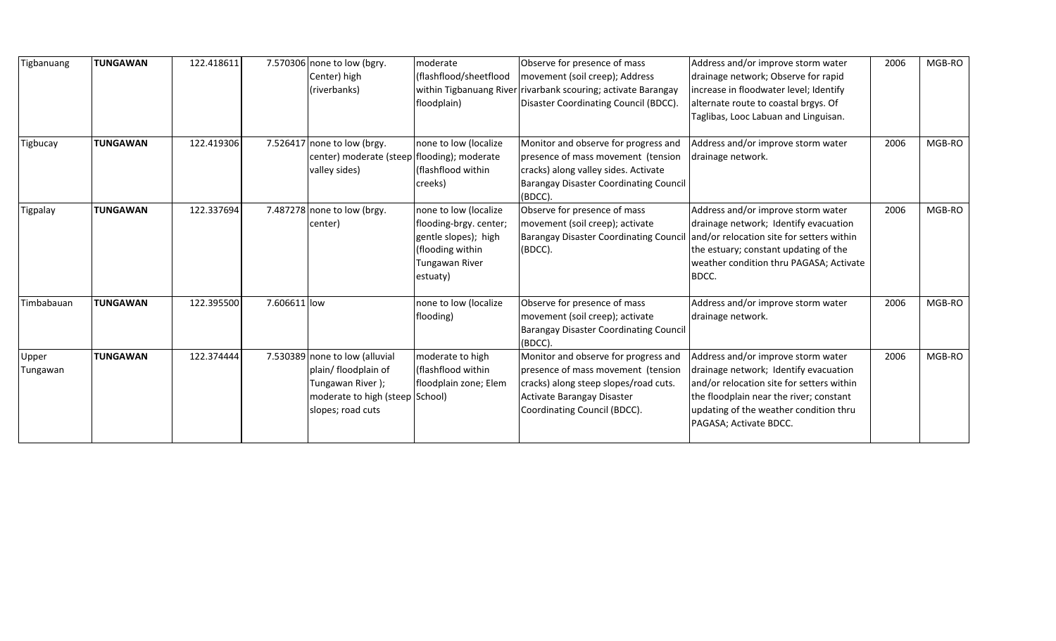| | | | | | | | | | |
|---|---|---|---|---|---|---|---|---|---|
| Tigbanuang | **TUNGAWAN** | 122.418611 | 7.570306 | none to low (bgry. Center) high (riverbanks) | moderate (flashflood/sheetflood within Tigbanuang River floodplain) | Observe for presence of mass movement (soil creep); Address rivarbank scouring; activate Barangay Disaster Coordinating Council (BDCC). | Address and/or improve storm water drainage network; Observe for rapid increase in floodwater level; Identify alternate route to coastal brgys. Of Taglibas, Looc Labuan and Linguisan. | 2006 | MGB-RO |
| Tigbucay | **TUNGAWAN** | 122.419306 | 7.526417 | none to low (brgy. center) moderate (steep valley sides) | none to low (localize flooding); moderate (flashflood within creeks) | Monitor and observe for progress and presence of mass movement (tension cracks) along valley sides. Activate Barangay Disaster Coordinating Council (BDCC). | Address and/or improve storm water drainage network. | 2006 | MGB-RO |
| Tigpalay | **TUNGAWAN** | 122.337694 | 7.487278 | none to low (brgy. center) | none to low (localize flooding-brgy. center; gentle slopes); high (flooding within Tungawan River estuaty) | Observe for presence of mass movement (soil creep); activate Barangay Disaster Coordinating Council (BDCC). | Address and/or improve storm water drainage network; Identify evacuation and/or relocation site for setters within the estuary; constant updating of the weather condition thru PAGASA; Activate BDCC. | 2006 | MGB-RO |
| Timbabauan | **TUNGAWAN** | 122.395500 | 7.606611 | low | none to low (localize flooding) | Observe for presence of mass movement (soil creep); activate Barangay Disaster Coordinating Council (BDCC). | Address and/or improve storm water drainage network. | 2006 | MGB-RO |
| Upper Tungawan | **TUNGAWAN** | 122.374444 | 7.530389 | none to low (alluvial plain/ floodplain of Tungawan River ); moderate to high (steep slopes; road cuts | moderate to high (flashflood within floodplain zone; Elem School) | Monitor and observe for progress and presence of mass movement (tension cracks) along steep slopes/road cuts. Activate Barangay Disaster Coordinating Council (BDCC). | Address and/or improve storm water drainage network; Identify evacuation and/or relocation site for setters within the floodplain near the river; constant updating of the weather condition thru PAGASA; Activate BDCC. | 2006 | MGB-RO |